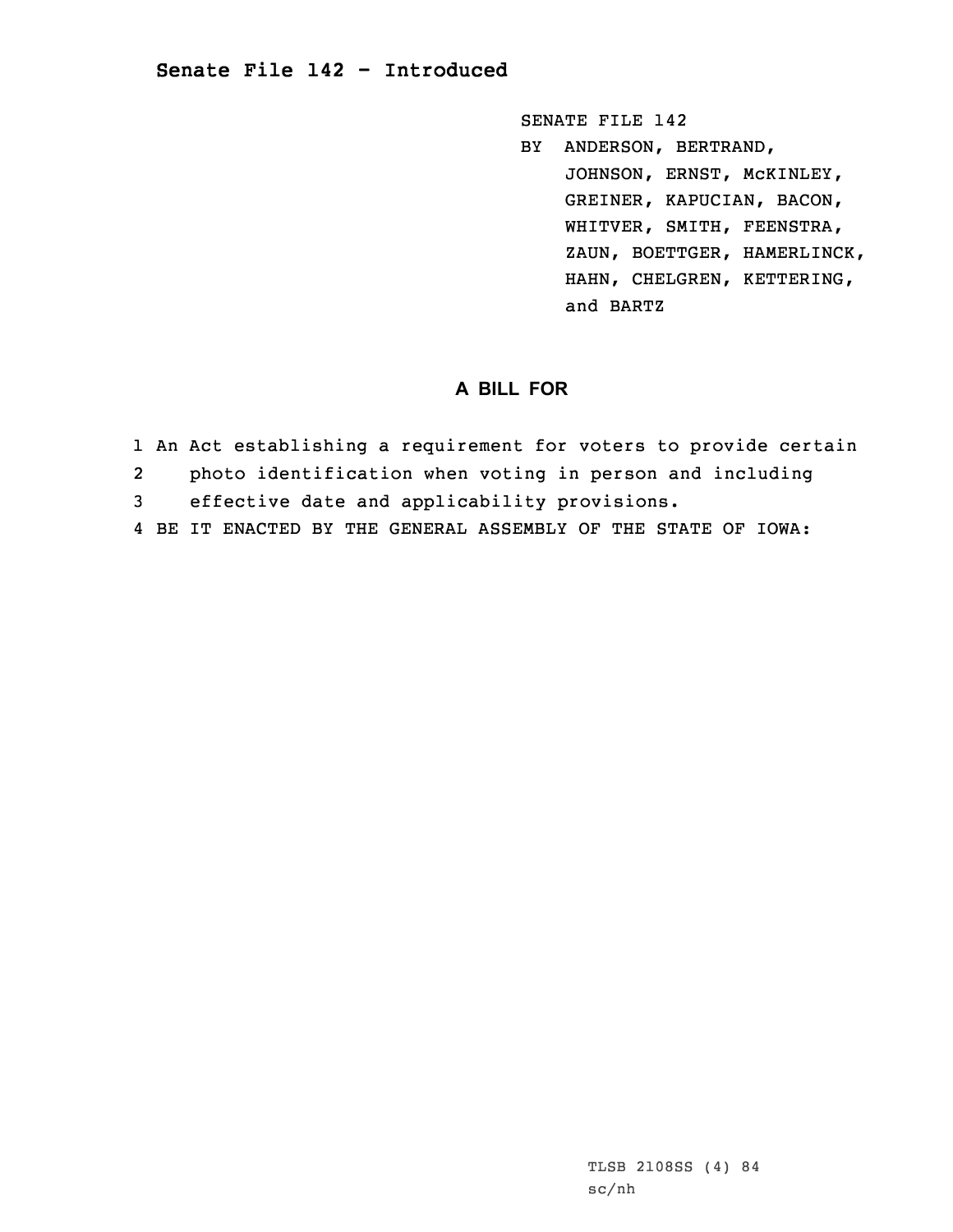## Senate File 142 - Introduced

SENATE FILE 142
BY ANDERSON, BERTRAND, JOHNSON, ERNST, McKINLEY, GREINER, KAPUCIAN, BACON, WHITVER, SMITH, FEENSTRA, ZAUN, BOETTGER, HAMERLINCK, HAHN, CHELGREN, KETTERING, and BARTZ

### A BILL FOR

1 An Act establishing a requirement for voters to provide certain
2 photo identification when voting in person and including
3 effective date and applicability provisions.
4 BE IT ENACTED BY THE GENERAL ASSEMBLY OF THE STATE OF IOWA:

TLSB 2108SS (4) 84
sc/nh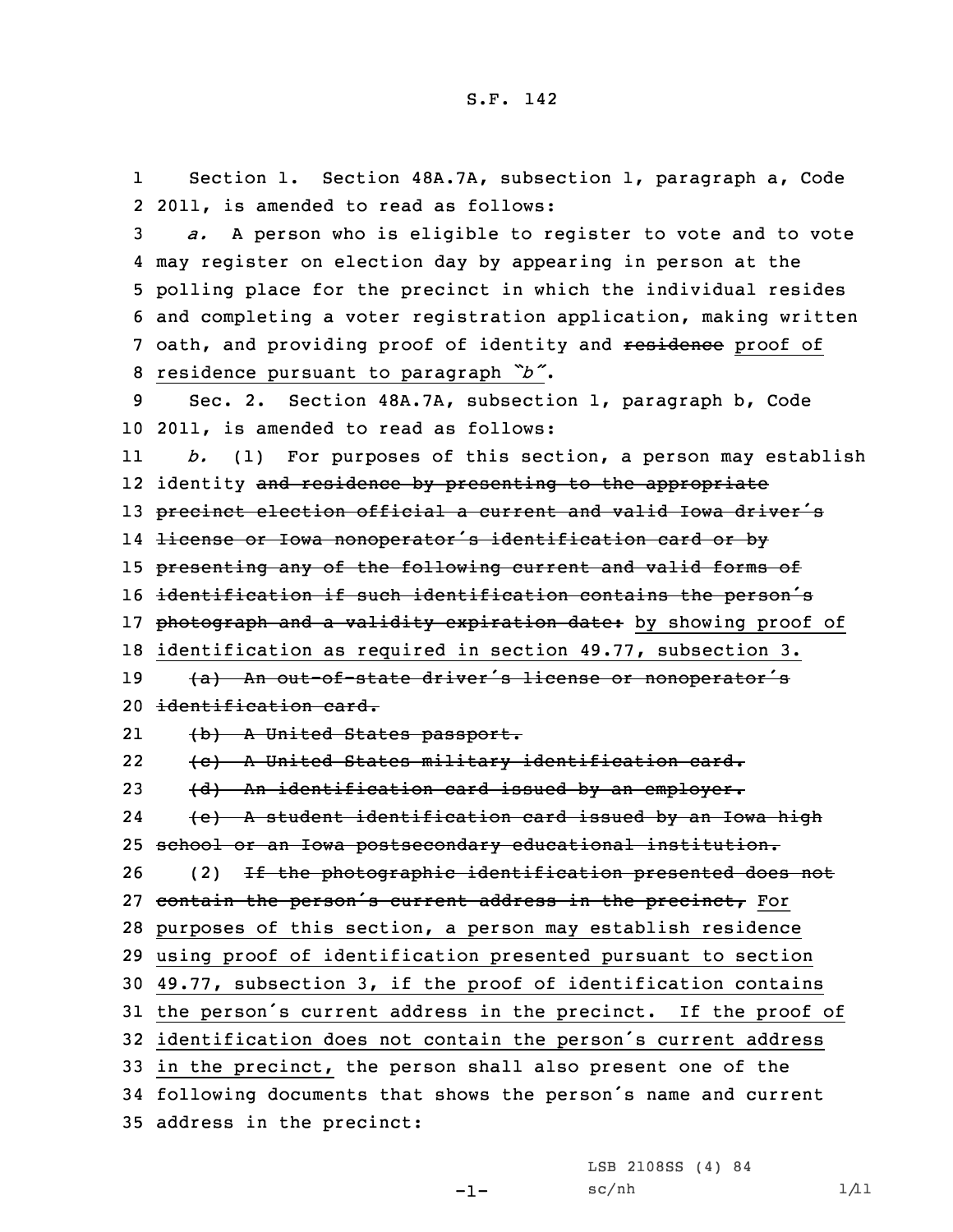Section 1. Section 48A.7A, subsection 1, paragraph a, Code 2011, is amended to read as follows:

*a.* A person who is eligible to register to vote and to vote may register on election day by appearing in person at the polling place for the precinct in which the individual resides and completing a voter registration application, making written oath, and providing proof of identity and ~~residence~~ proof of residence pursuant to paragraph *"b"*.

Sec. 2. Section 48A.7A, subsection 1, paragraph b, Code 2011, is amended to read as follows:

*b.* (1) For purposes of this section, a person may establish identity ~~and residence by presenting to the appropriate precinct election official a current and valid Iowa driver's license or Iowa nonoperator's identification card or by presenting any of the following current and valid forms of identification if such identification contains the person's photograph and a validity expiration date:~~ by showing proof of identification as required in section 49.77, subsection 3.

~~(a) An out-of-state driver's license or nonoperator's identification card.~~

~~(b) A United States passport.~~

~~(c) A United States military identification card.~~

~~(d) An identification card issued by an employer.~~

~~(e) A student identification card issued by an Iowa high school or an Iowa postsecondary educational institution.~~

(2) ~~If the photographic identification presented does not contain the person's current address in the precinct,~~ For purposes of this section, a person may establish residence using proof of identification presented pursuant to section 49.77, subsection 3, if the proof of identification contains the person's current address in the precinct. If the proof of identification does not contain the person's current address in the precinct, the person shall also present one of the following documents that shows the person's name and current address in the precinct: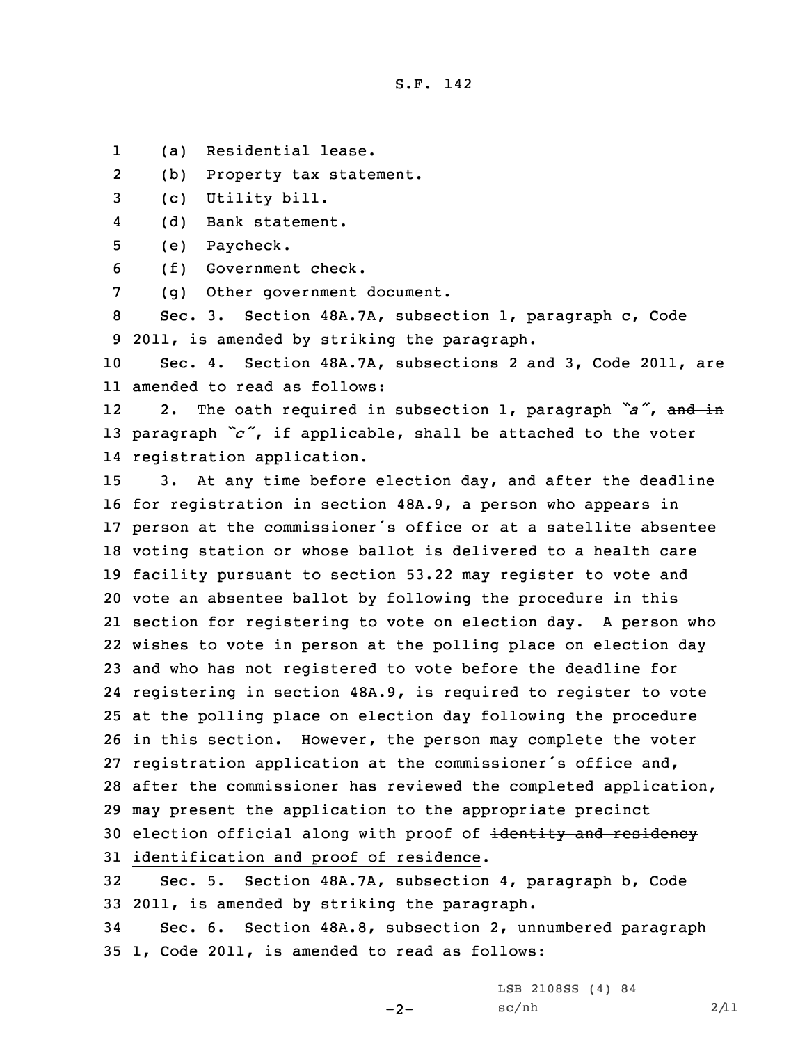(a) Residential lease.

(b) Property tax statement.

(c) Utility bill.

(d) Bank statement.

(e) Paycheck.

(f) Government check.

(g) Other government document.

Sec. 3. Section 48A.7A, subsection 1, paragraph c, Code 2011, is amended by striking the paragraph.

Sec. 4. Section 48A.7A, subsections 2 and 3, Code 2011, are amended to read as follows:

2. The oath required in subsection 1, paragraph *"a"*, ~~and in paragraph *"c"*, if applicable,~~ shall be attached to the voter registration application.

3. At any time before election day, and after the deadline for registration in section 48A.9, a person who appears in person at the commissioner's office or at a satellite absentee voting station or whose ballot is delivered to a health care facility pursuant to section 53.22 may register to vote and vote an absentee ballot by following the procedure in this section for registering to vote on election day. A person who wishes to vote in person at the polling place on election day and who has not registered to vote before the deadline for registering in section 48A.9, is required to register to vote at the polling place on election day following the procedure in this section. However, the person may complete the voter registration application at the commissioner's office and, after the commissioner has reviewed the completed application, may present the application to the appropriate precinct election official along with proof of ~~identity and residency~~ identification and proof of residence.

Sec. 5. Section 48A.7A, subsection 4, paragraph b, Code 2011, is amended by striking the paragraph.

Sec. 6. Section 48A.8, subsection 2, unnumbered paragraph 1, Code 2011, is amended to read as follows: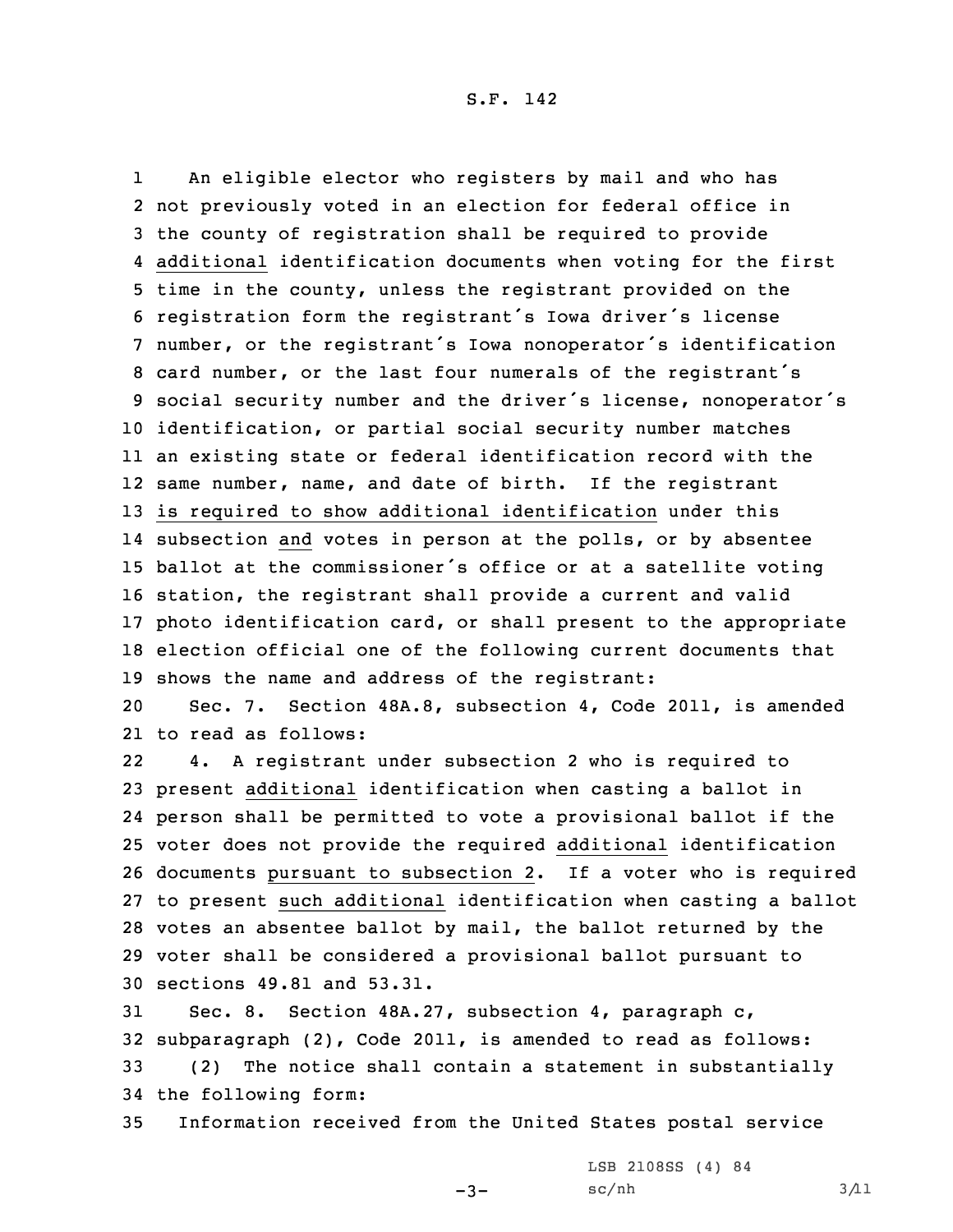An eligible elector who registers by mail and who has not previously voted in an election for federal office in the county of registration shall be required to provide additional identification documents when voting for the first time in the county, unless the registrant provided on the registration form the registrant's Iowa driver's license number, or the registrant's Iowa nonoperator's identification card number, or the last four numerals of the registrant's social security number and the driver's license, nonoperator's identification, or partial social security number matches an existing state or federal identification record with the same number, name, and date of birth. If the registrant is required to show additional identification under this subsection and votes in person at the polls, or by absentee ballot at the commissioner's office or at a satellite voting station, the registrant shall provide a current and valid photo identification card, or shall present to the appropriate election official one of the following current documents that shows the name and address of the registrant:

Sec. 7. Section 48A.8, subsection 4, Code 2011, is amended to read as follows:

4. A registrant under subsection 2 who is required to present additional identification when casting a ballot in person shall be permitted to vote a provisional ballot if the voter does not provide the required additional identification documents pursuant to subsection 2. If a voter who is required to present such additional identification when casting a ballot votes an absentee ballot by mail, the ballot returned by the voter shall be considered a provisional ballot pursuant to sections 49.81 and 53.31.

Sec. 8. Section 48A.27, subsection 4, paragraph c, subparagraph (2), Code 2011, is amended to read as follows:

(2) The notice shall contain a statement in substantially the following form:

Information received from the United States postal service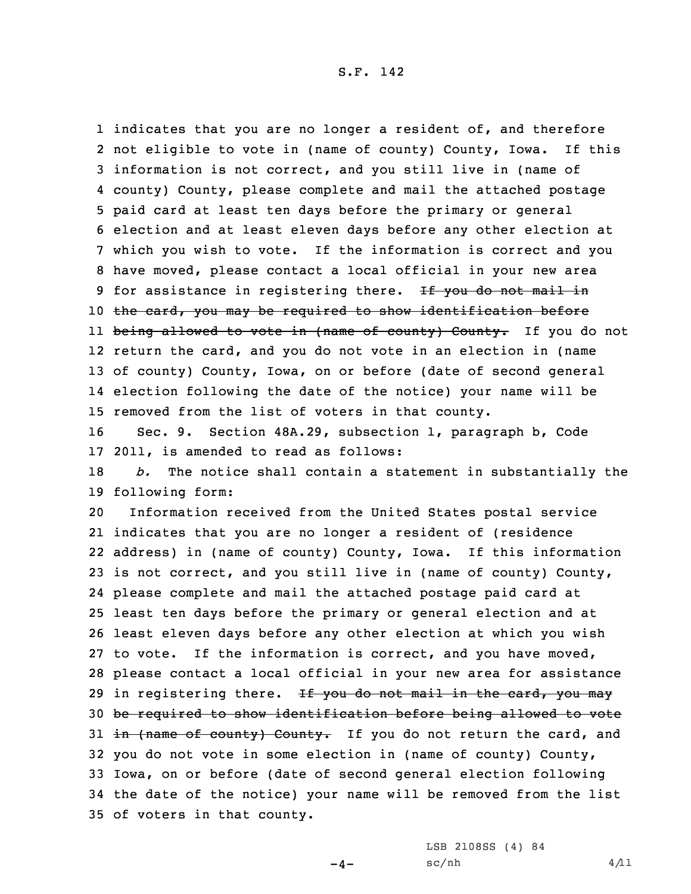indicates that you are no longer a resident of, and therefore not eligible to vote in (name of county) County, Iowa. If this information is not correct, and you still live in (name of county) County, please complete and mail the attached postage paid card at least ten days before the primary or general election and at least eleven days before any other election at which you wish to vote. If the information is correct and you have moved, please contact a local official in your new area for assistance in registering there. ~~If you do not mail in the card, you may be required to show identification before being allowed to vote in (name of county) County.~~ If you do not return the card, and you do not vote in an election in (name of county) County, Iowa, on or before (date of second general election following the date of the notice) your name will be removed from the list of voters in that county.

Sec. 9. Section 48A.29, subsection 1, paragraph b, Code 2011, is amended to read as follows:

*b.* The notice shall contain a statement in substantially the following form:

Information received from the United States postal service indicates that you are no longer a resident of (residence address) in (name of county) County, Iowa. If this information is not correct, and you still live in (name of county) County, please complete and mail the attached postage paid card at least ten days before the primary or general election and at least eleven days before any other election at which you wish to vote. If the information is correct, and you have moved, please contact a local official in your new area for assistance in registering there. ~~If you do not mail in the card, you may be required to show identification before being allowed to vote in (name of county) County.~~ If you do not return the card, and you do not vote in some election in (name of county) County, Iowa, on or before (date of second general election following the date of the notice) your name will be removed from the list of voters in that county.

LSB 2108SS (4) 84

sc/nh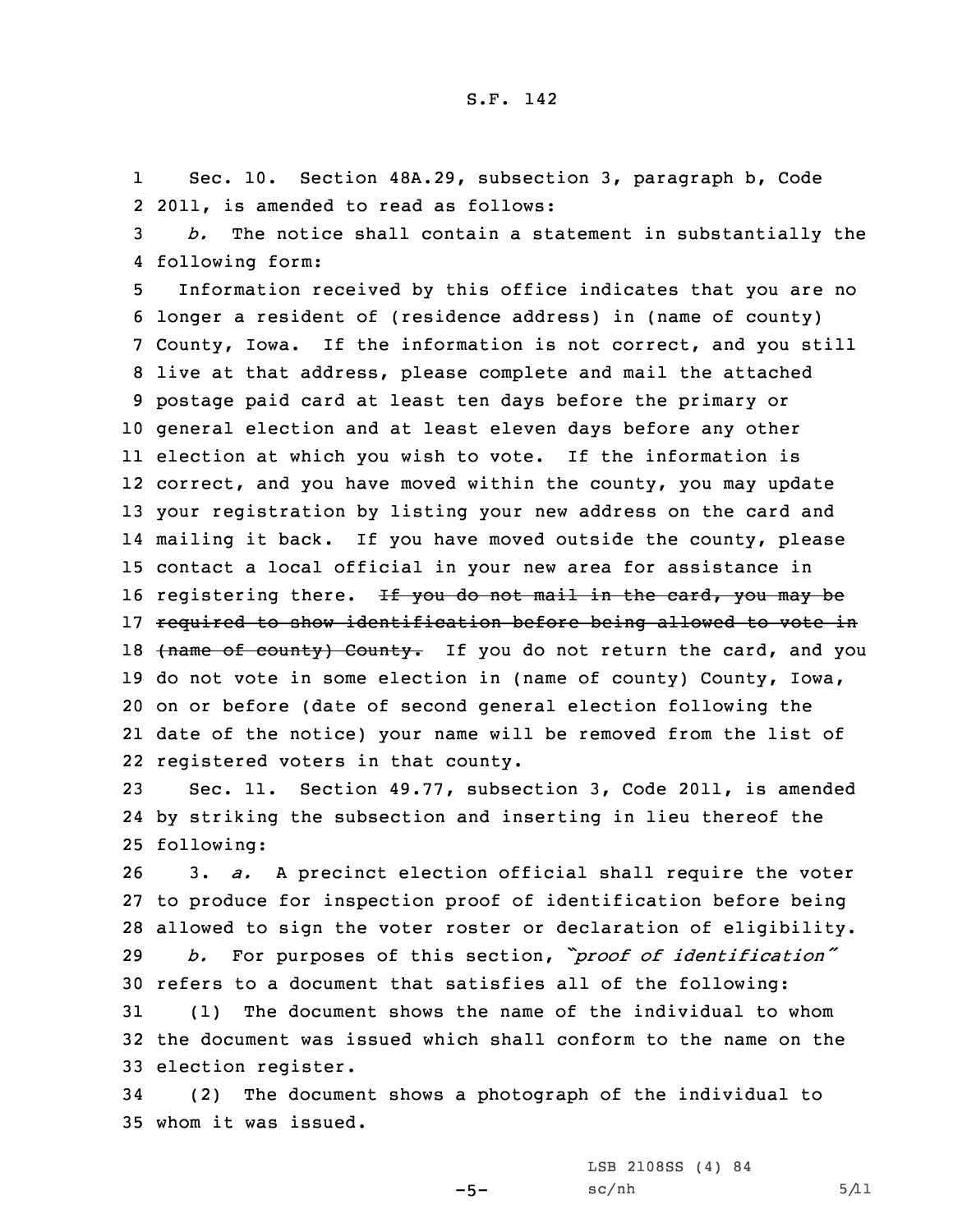Sec. 10. Section 48A.29, subsection 3, paragraph b, Code 2011, is amended to read as follows:

*b.* The notice shall contain a statement in substantially the following form:

Information received by this office indicates that you are no longer a resident of (residence address) in (name of county) County, Iowa. If the information is not correct, and you still live at that address, please complete and mail the attached postage paid card at least ten days before the primary or general election and at least eleven days before any other election at which you wish to vote. If the information is correct, and you have moved within the county, you may update your registration by listing your new address on the card and mailing it back. If you have moved outside the county, please contact a local official in your new area for assistance in registering there. ~~If you do not mail in the card, you may be required to show identification before being allowed to vote in (name of county) County.~~ If you do not return the card, and you do not vote in some election in (name of county) County, Iowa, on or before (date of second general election following the date of the notice) your name will be removed from the list of registered voters in that county.

Sec. 11. Section 49.77, subsection 3, Code 2011, is amended by striking the subsection and inserting in lieu thereof the following:

3. *a.* A precinct election official shall require the voter to produce for inspection proof of identification before being allowed to sign the voter roster or declaration of eligibility.

*b.* For purposes of this section, *"proof of identification"* refers to a document that satisfies all of the following:

(1) The document shows the name of the individual to whom the document was issued which shall conform to the name on the election register.

(2) The document shows a photograph of the individual to whom it was issued.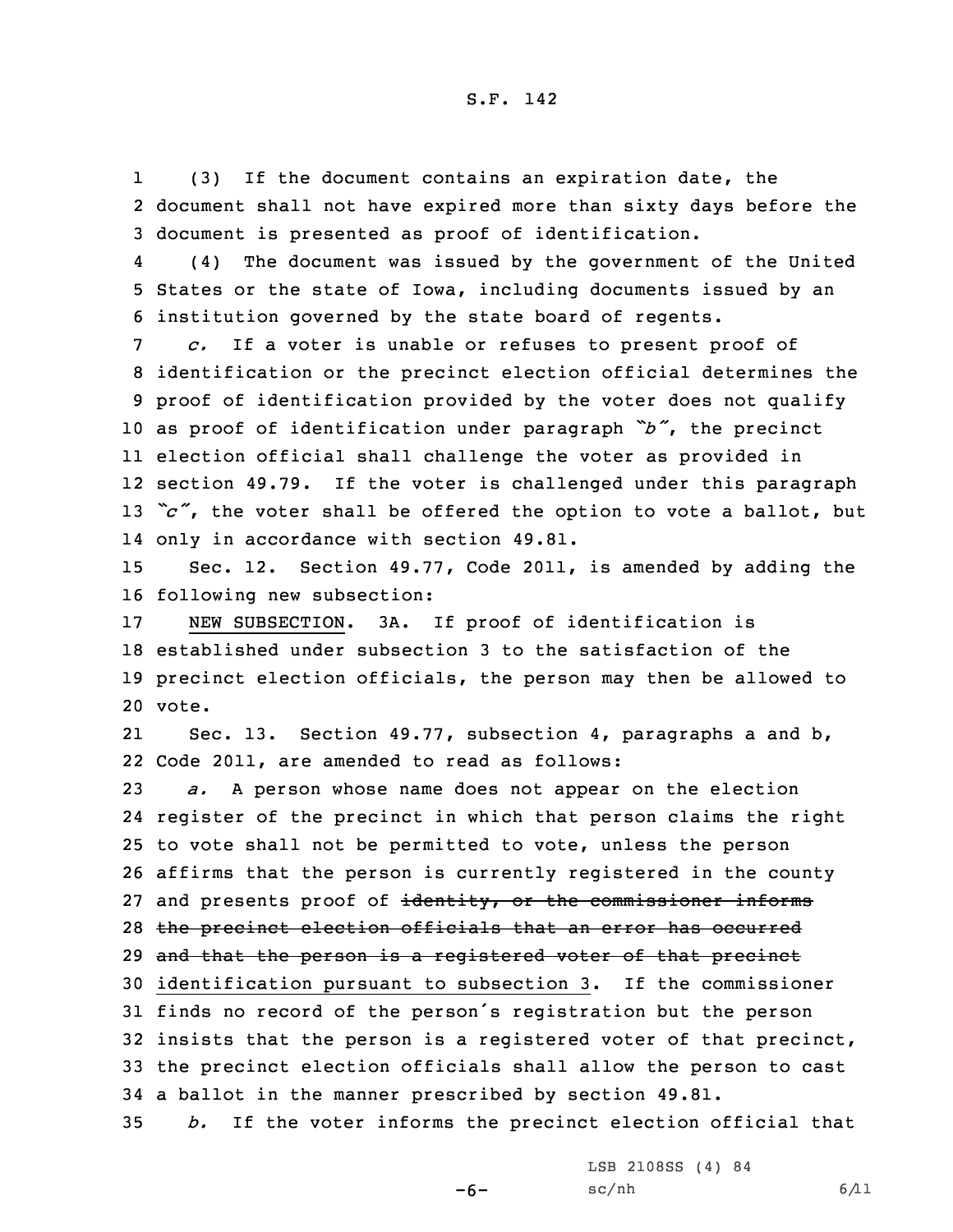(3) If the document contains an expiration date, the document shall not have expired more than sixty days before the document is presented as proof of identification.

(4) The document was issued by the government of the United States or the state of Iowa, including documents issued by an institution governed by the state board of regents.

*c.* If a voter is unable or refuses to present proof of identification or the precinct election official determines the proof of identification provided by the voter does not qualify as proof of identification under paragraph *"b"*, the precinct election official shall challenge the voter as provided in section 49.79. If the voter is challenged under this paragraph *"c"*, the voter shall be offered the option to vote a ballot, but only in accordance with section 49.81.

Sec. 12. Section 49.77, Code 2011, is amended by adding the following new subsection:

<u>NEW SUBSECTION</u>. 3A. If proof of identification is established under subsection 3 to the satisfaction of the precinct election officials, the person may then be allowed to vote.

Sec. 13. Section 49.77, subsection 4, paragraphs a and b, Code 2011, are amended to read as follows:

*a.* A person whose name does not appear on the election register of the precinct in which that person claims the right to vote shall not be permitted to vote, unless the person affirms that the person is currently registered in the county and presents proof of ~~identity, or the commissioner informs the precinct election officials that an error has occurred and that the person is a registered voter of that precinct~~ <u>identification pursuant to subsection 3</u>. If the commissioner finds no record of the person's registration but the person insists that the person is a registered voter of that precinct, the precinct election officials shall allow the person to cast a ballot in the manner prescribed by section 49.81.

*b.* If the voter informs the precinct election official that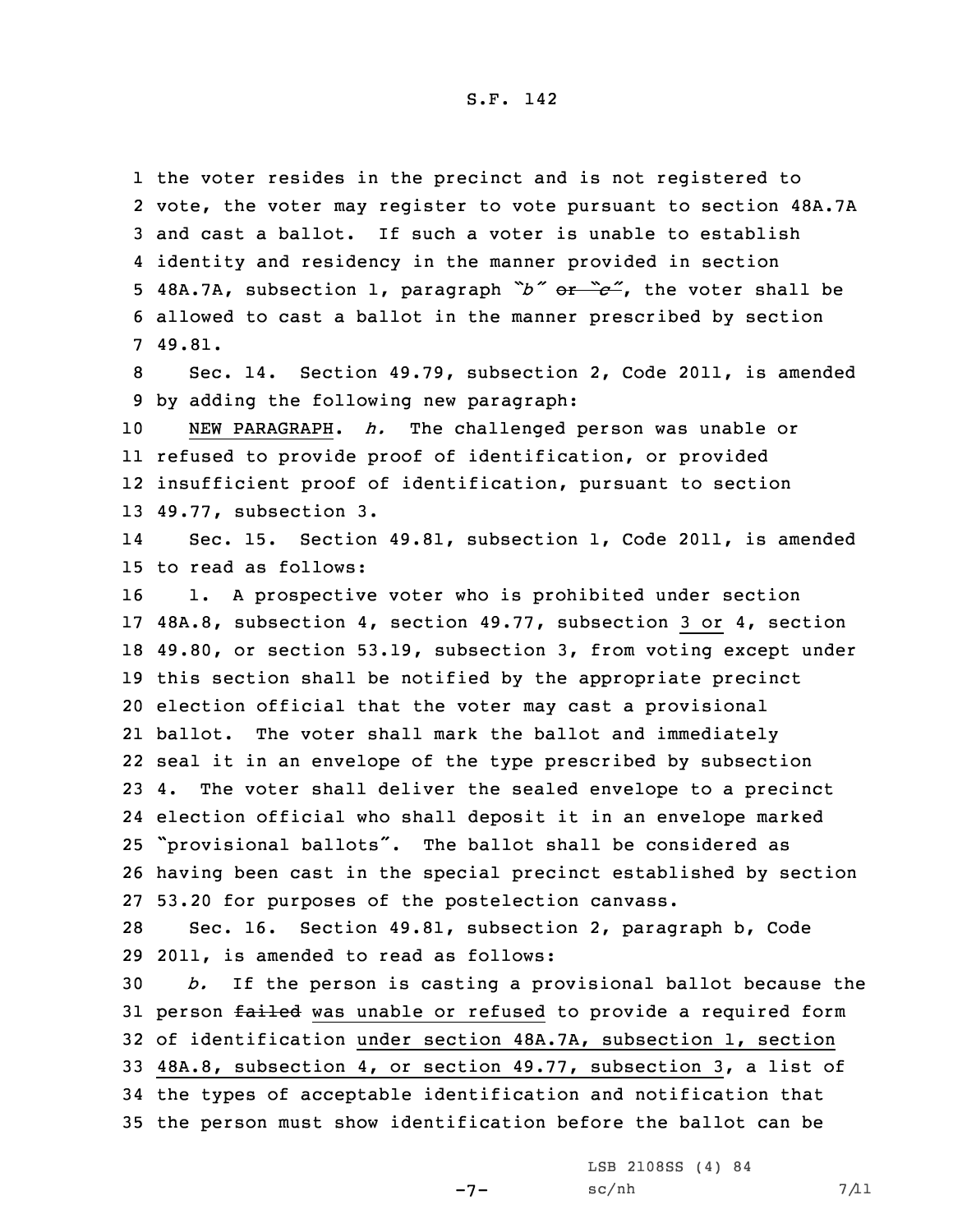the voter resides in the precinct and is not registered to vote, the voter may register to vote pursuant to section 48A.7A and cast a ballot. If such a voter is unable to establish identity and residency in the manner provided in section 48A.7A, subsection 1, paragraph *"b"* ~~or *"c"*~~, the voter shall be allowed to cast a ballot in the manner prescribed by section 49.81.

Sec. 14. Section 49.79, subsection 2, Code 2011, is amended by adding the following new paragraph:

NEW PARAGRAPH. *h.* The challenged person was unable or refused to provide proof of identification, or provided insufficient proof of identification, pursuant to section 49.77, subsection 3.

Sec. 15. Section 49.81, subsection 1, Code 2011, is amended to read as follows:

1. A prospective voter who is prohibited under section 48A.8, subsection 4, section 49.77, subsection <u>3 or</u> 4, section 49.80, or section 53.19, subsection 3, from voting except under this section shall be notified by the appropriate precinct election official that the voter may cast a provisional ballot. The voter shall mark the ballot and immediately seal it in an envelope of the type prescribed by subsection 4. The voter shall deliver the sealed envelope to a precinct election official who shall deposit it in an envelope marked "provisional ballots". The ballot shall be considered as having been cast in the special precinct established by section 53.20 for purposes of the postelection canvass.

Sec. 16. Section 49.81, subsection 2, paragraph b, Code 2011, is amended to read as follows:

*b.* If the person is casting a provisional ballot because the person ~~failed~~ <u>was unable or refused</u> to provide a required form of identification <u>under section 48A.7A, subsection 1, section 48A.8, subsection 4, or section 49.77, subsection 3</u>, a list of the types of acceptable identification and notification that the person must show identification before the ballot can be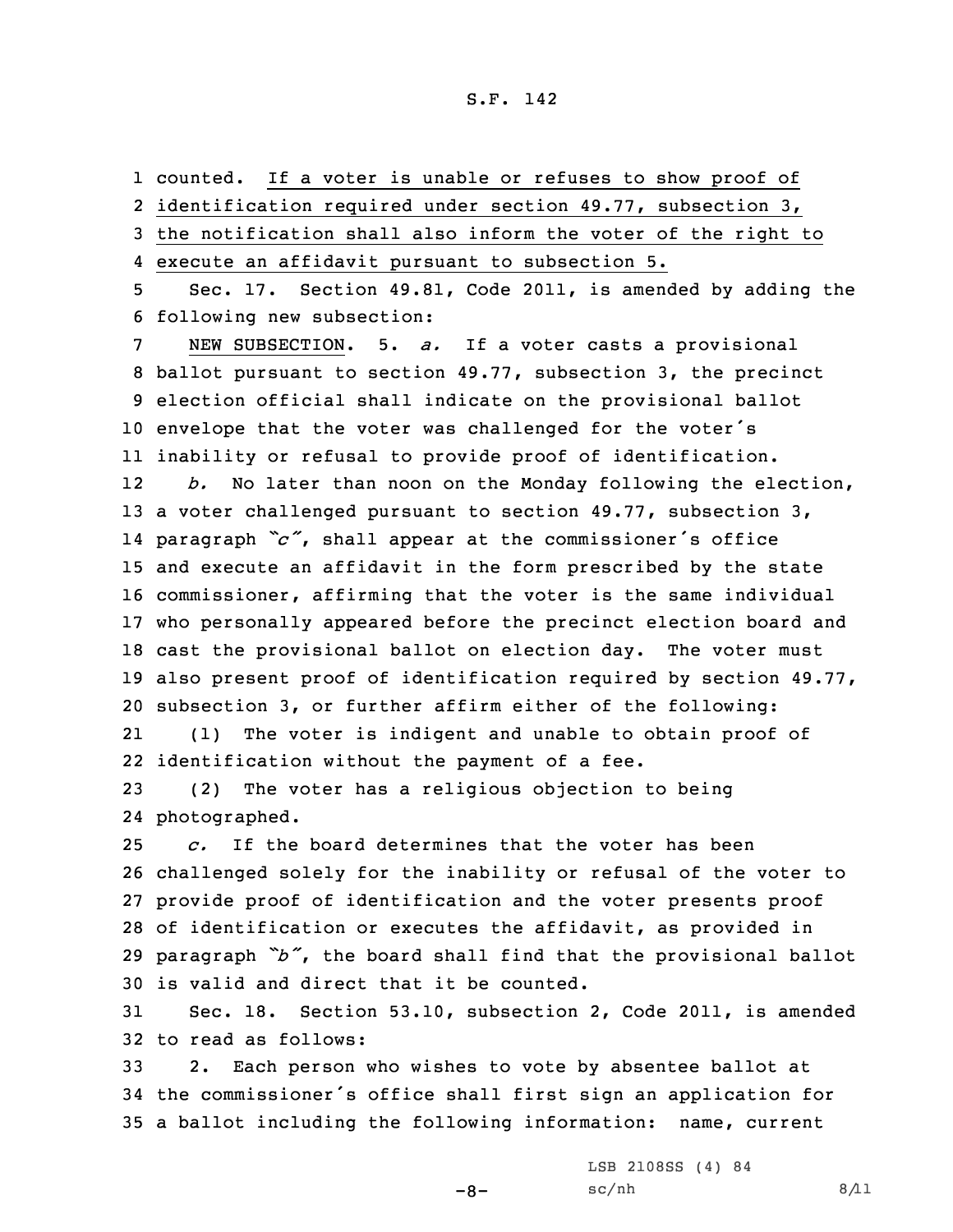counted. If a voter is unable or refuses to show proof of identification required under section 49.77, subsection 3, the notification shall also inform the voter of the right to execute an affidavit pursuant to subsection 5.

Sec. 17. Section 49.81, Code 2011, is amended by adding the following new subsection:

NEW SUBSECTION. 5. *a.* If a voter casts a provisional ballot pursuant to section 49.77, subsection 3, the precinct election official shall indicate on the provisional ballot envelope that the voter was challenged for the voter's inability or refusal to provide proof of identification.

*b.* No later than noon on the Monday following the election, a voter challenged pursuant to section 49.77, subsection 3, paragraph *"c"*, shall appear at the commissioner's office and execute an affidavit in the form prescribed by the state commissioner, affirming that the voter is the same individual who personally appeared before the precinct election board and cast the provisional ballot on election day. The voter must also present proof of identification required by section 49.77, subsection 3, or further affirm either of the following:

(1) The voter is indigent and unable to obtain proof of identification without the payment of a fee.

(2) The voter has a religious objection to being photographed.

*c.* If the board determines that the voter has been challenged solely for the inability or refusal of the voter to provide proof of identification and the voter presents proof of identification or executes the affidavit, as provided in paragraph *"b"*, the board shall find that the provisional ballot is valid and direct that it be counted.

Sec. 18. Section 53.10, subsection 2, Code 2011, is amended to read as follows:

2. Each person who wishes to vote by absentee ballot at the commissioner's office shall first sign an application for a ballot including the following information: name, current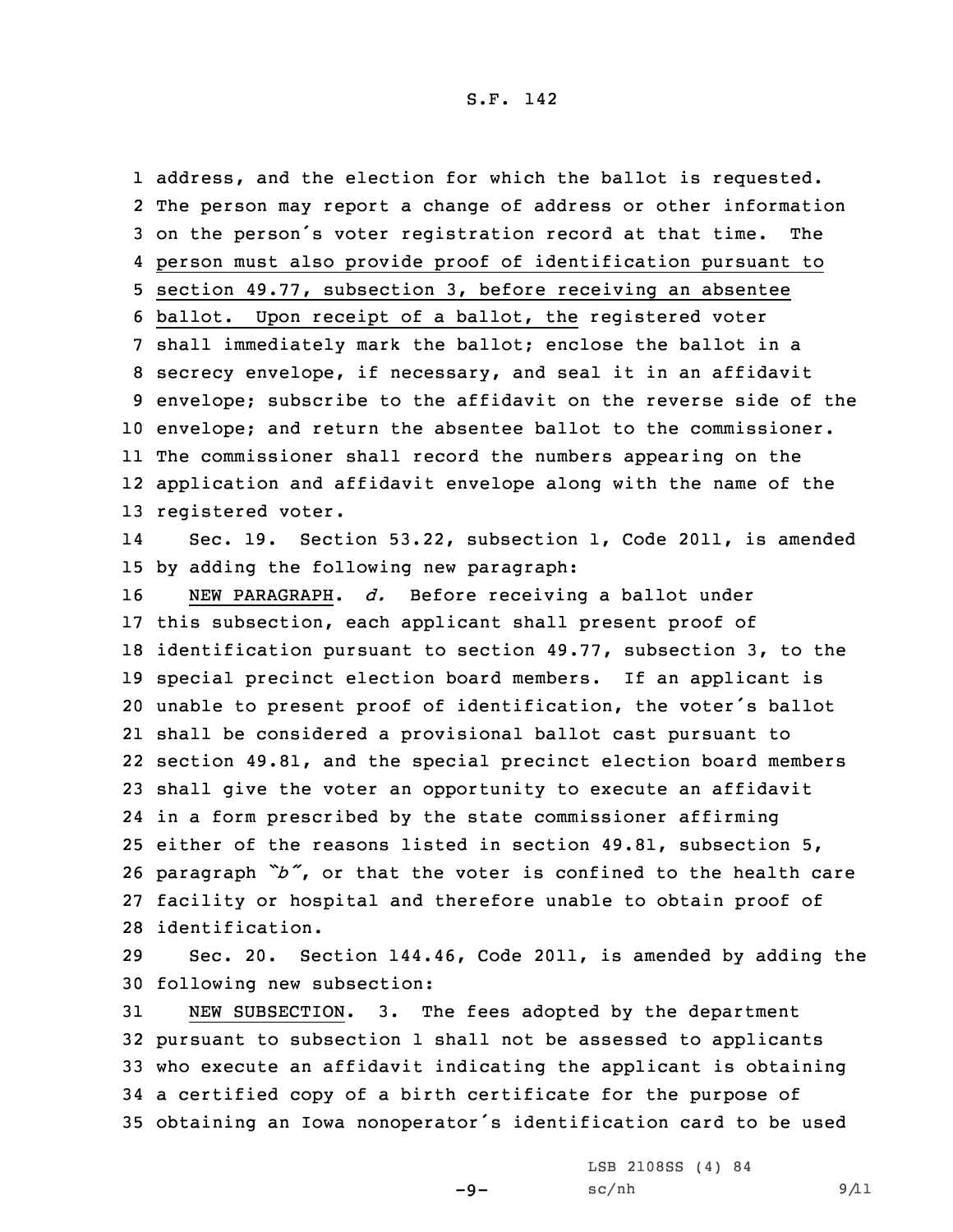address, and the election for which the ballot is requested. The person may report a change of address or other information on the person's voter registration record at that time. The person must also provide proof of identification pursuant to section 49.77, subsection 3, before receiving an absentee ballot. Upon receipt of a ballot, the registered voter shall immediately mark the ballot; enclose the ballot in a secrecy envelope, if necessary, and seal it in an affidavit envelope; subscribe to the affidavit on the reverse side of the envelope; and return the absentee ballot to the commissioner. The commissioner shall record the numbers appearing on the application and affidavit envelope along with the name of the registered voter.

Sec. 19. Section 53.22, subsection 1, Code 2011, is amended by adding the following new paragraph:

NEW PARAGRAPH. *d.* Before receiving a ballot under this subsection, each applicant shall present proof of identification pursuant to section 49.77, subsection 3, to the special precinct election board members. If an applicant is unable to present proof of identification, the voter's ballot shall be considered a provisional ballot cast pursuant to section 49.81, and the special precinct election board members shall give the voter an opportunity to execute an affidavit in a form prescribed by the state commissioner affirming either of the reasons listed in section 49.81, subsection 5, paragraph *"b"*, or that the voter is confined to the health care facility or hospital and therefore unable to obtain proof of identification.

Sec. 20. Section 144.46, Code 2011, is amended by adding the following new subsection:

NEW SUBSECTION. 3. The fees adopted by the department pursuant to subsection 1 shall not be assessed to applicants who execute an affidavit indicating the applicant is obtaining a certified copy of a birth certificate for the purpose of obtaining an Iowa nonoperator's identification card to be used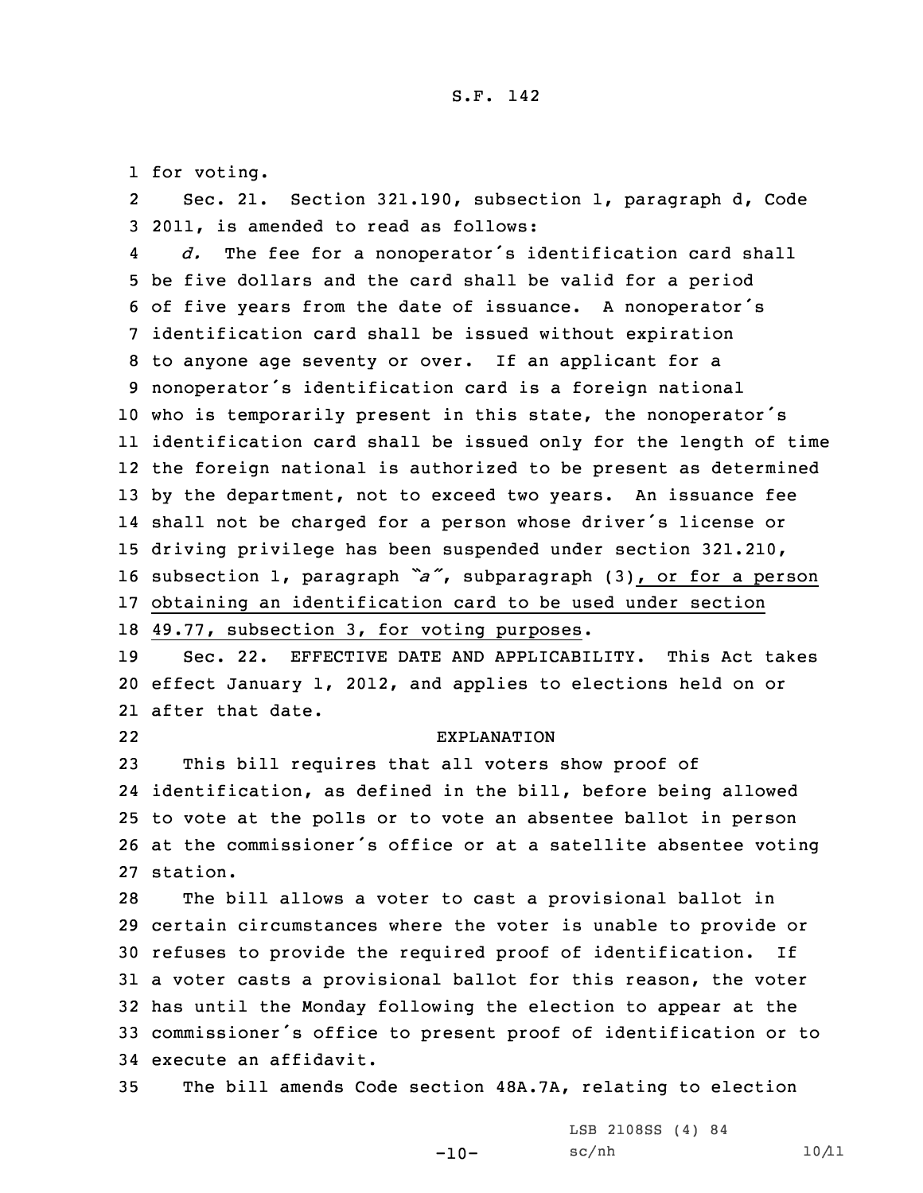for voting.

Sec. 21. Section 321.190, subsection 1, paragraph d, Code 2011, is amended to read as follows:

*d.* The fee for a nonoperator's identification card shall be five dollars and the card shall be valid for a period of five years from the date of issuance. A nonoperator's identification card shall be issued without expiration to anyone age seventy or over. If an applicant for a nonoperator's identification card is a foreign national who is temporarily present in this state, the nonoperator's identification card shall be issued only for the length of time the foreign national is authorized to be present as determined by the department, not to exceed two years. An issuance fee shall not be charged for a person whose driver's license or driving privilege has been suspended under section 321.210, subsection 1, paragraph *"a"*, subparagraph (3), or for a person obtaining an identification card to be used under section 49.77, subsection 3, for voting purposes.

Sec. 22. EFFECTIVE DATE AND APPLICABILITY. This Act takes effect January 1, 2012, and applies to elections held on or after that date.

EXPLANATION

This bill requires that all voters show proof of identification, as defined in the bill, before being allowed to vote at the polls or to vote an absentee ballot in person at the commissioner's office or at a satellite absentee voting station.

The bill allows a voter to cast a provisional ballot in certain circumstances where the voter is unable to provide or refuses to provide the required proof of identification. If a voter casts a provisional ballot for this reason, the voter has until the Monday following the election to appear at the commissioner's office to present proof of identification or to execute an affidavit.

The bill amends Code section 48A.7A, relating to election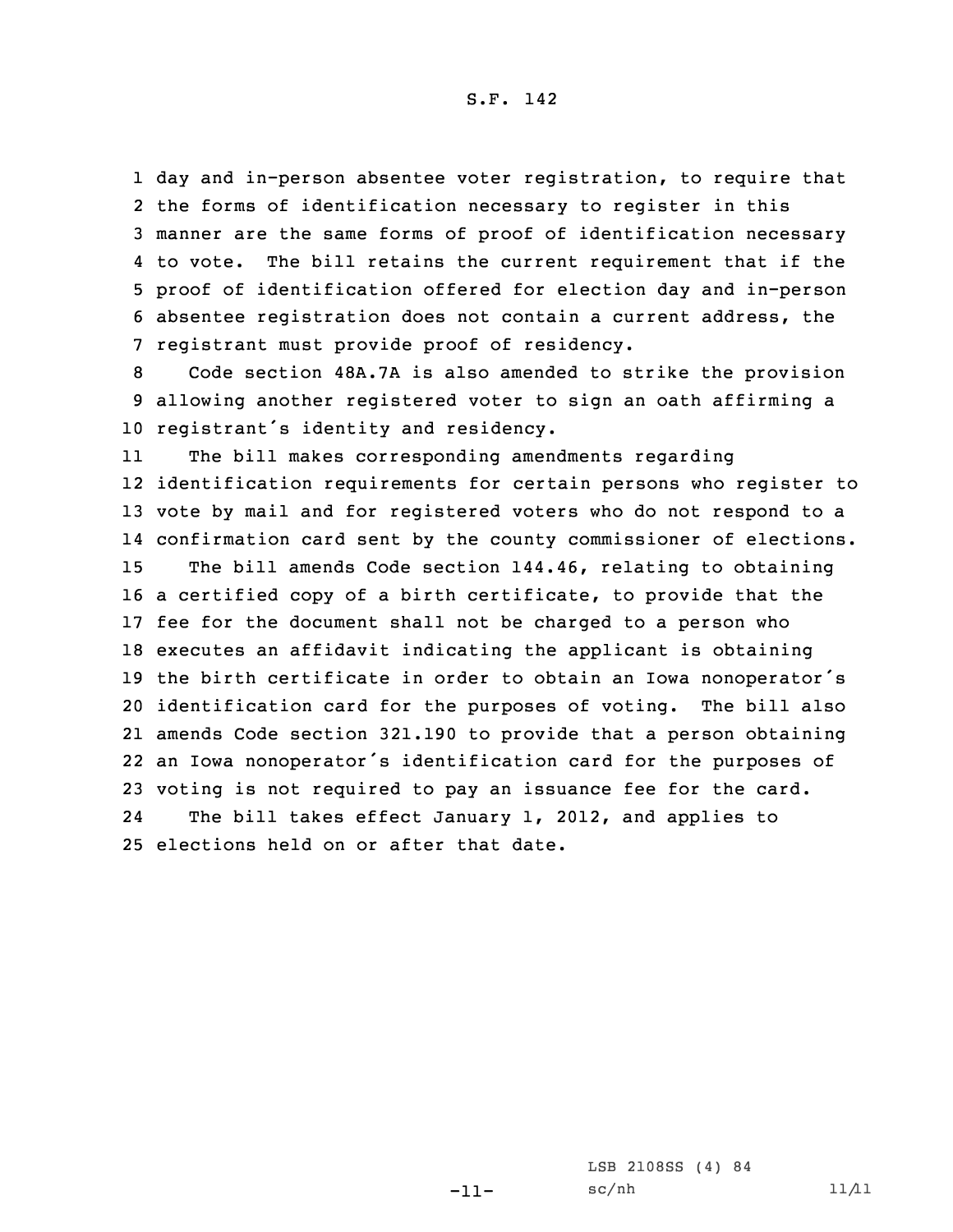day and in-person absentee voter registration, to require that the forms of identification necessary to register in this manner are the same forms of proof of identification necessary to vote. The bill retains the current requirement that if the proof of identification offered for election day and in-person absentee registration does not contain a current address, the registrant must provide proof of residency.

Code section 48A.7A is also amended to strike the provision allowing another registered voter to sign an oath affirming a registrant's identity and residency.

The bill makes corresponding amendments regarding identification requirements for certain persons who register to vote by mail and for registered voters who do not respond to a confirmation card sent by the county commissioner of elections.

The bill amends Code section 144.46, relating to obtaining a certified copy of a birth certificate, to provide that the fee for the document shall not be charged to a person who executes an affidavit indicating the applicant is obtaining the birth certificate in order to obtain an Iowa nonoperator's identification card for the purposes of voting. The bill also amends Code section 321.190 to provide that a person obtaining an Iowa nonoperator's identification card for the purposes of voting is not required to pay an issuance fee for the card.

The bill takes effect January 1, 2012, and applies to elections held on or after that date.